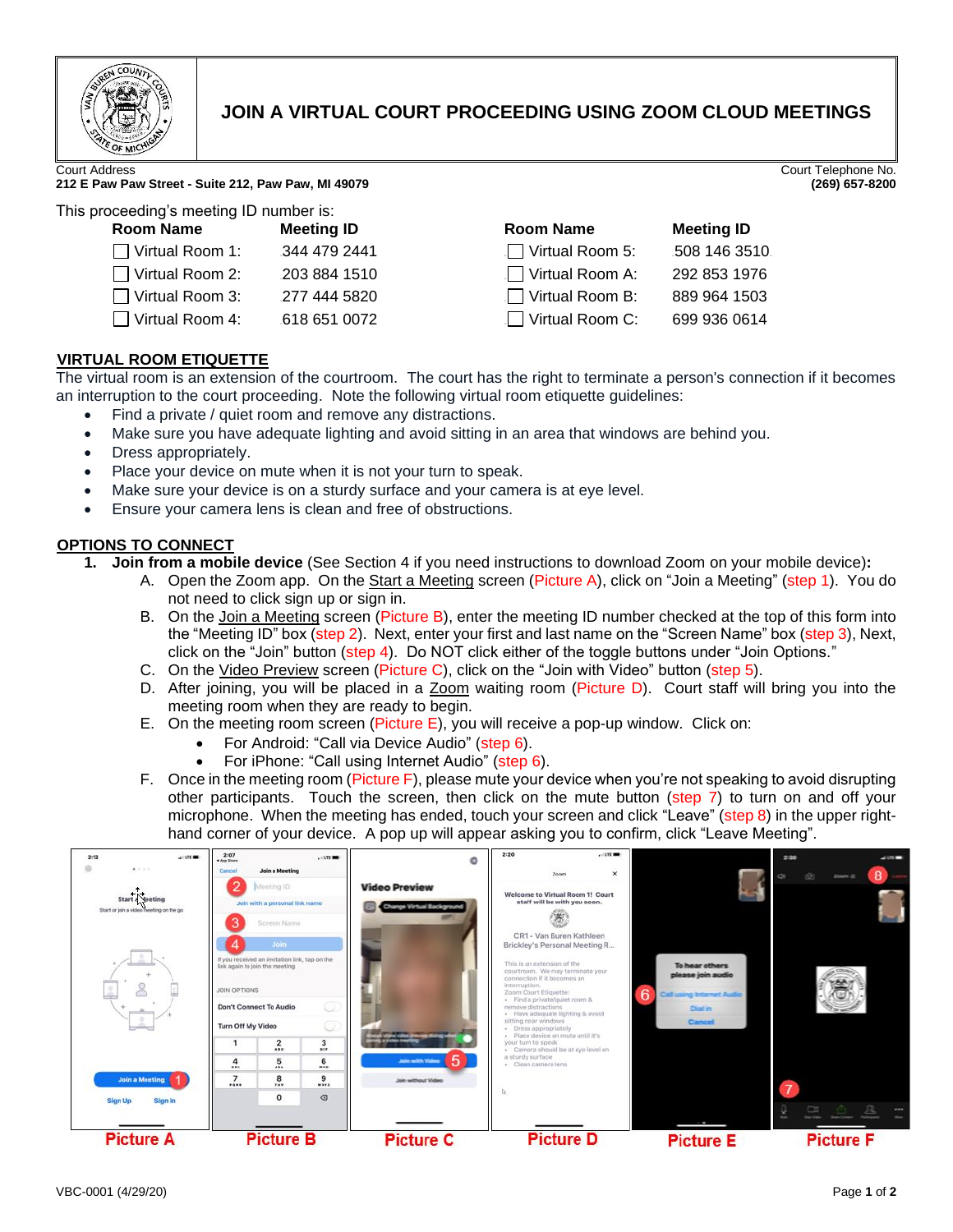# JOIN A VIRTUAL COURT PROCEEDING USING ZOOM CLOUD MEETINGS

Court Address
**212 E Paw Paw Street - Suite 212, Paw Paw, MI 49079**

Court Telephone No.
**(269) 657-8200**

This proceeding's meeting ID number is:

| Room Name | Meeting ID | Room Name | Meeting ID |
|---|---|---|---|
| ☐ Virtual Room 1: | 344 479 2441 | ☐ Virtual Room 5: | 508 146 3510 |
| ☐ Virtual Room 2: | 203 884 1510 | ☐ Virtual Room A: | 292 853 1976 |
| ☐ Virtual Room 3: | 277 444 5820 | ☐ Virtual Room B: | 889 964 1503 |
| ☐ Virtual Room 4: | 618 651 0072 | ☐ Virtual Room C: | 699 936 0614 |

## VIRTUAL ROOM ETIQUETTE

The virtual room is an extension of the courtroom. The court has the right to terminate a person's connection if it becomes an interruption to the court proceeding. Note the following virtual room etiquette guidelines:

- Find a private / quiet room and remove any distractions.
- Make sure you have adequate lighting and avoid sitting in an area that windows are behind you.
- Dress appropriately.
- Place your device on mute when it is not your turn to speak.
- Make sure your device is on a sturdy surface and your camera is at eye level.
- Ensure your camera lens is clean and free of obstructions.

## OPTIONS TO CONNECT

1. **Join from a mobile device** (See Section 4 if you need instructions to download Zoom on your mobile device)**:**
   - A. Open the Zoom app. On the Start a Meeting screen (Picture A), click on "Join a Meeting" (step 1). You do not need to click sign up or sign in.
   - B. On the Join a Meeting screen (Picture B), enter the meeting ID number checked at the top of this form into the "Meeting ID" box (step 2). Next, enter your first and last name on the "Screen Name" box (step 3), Next, click on the "Join" button (step 4). Do NOT click either of the toggle buttons under "Join Options."
   - C. On the Video Preview screen (Picture C), click on the "Join with Video" button (step 5).
   - D. After joining, you will be placed in a Zoom waiting room (Picture D). Court staff will bring you into the meeting room when they are ready to begin.
   - E. On the meeting room screen (Picture E), you will receive a pop-up window. Click on:
     - For Android: "Call via Device Audio" (step 6).
     - For iPhone: "Call using Internet Audio" (step 6).
   - F. Once in the meeting room (Picture F), please mute your device when you're not speaking to avoid disrupting other participants. Touch the screen, then click on the mute button (step 7) to turn on and off your microphone. When the meeting has ended, touch your screen and click "Leave" (step 8) in the upper right-hand corner of your device. A pop up will appear asking you to confirm, click "Leave Meeting".

Picture A | Picture B | Picture C | Picture D | Picture E | Picture F

VBC-0001 (4/29/20)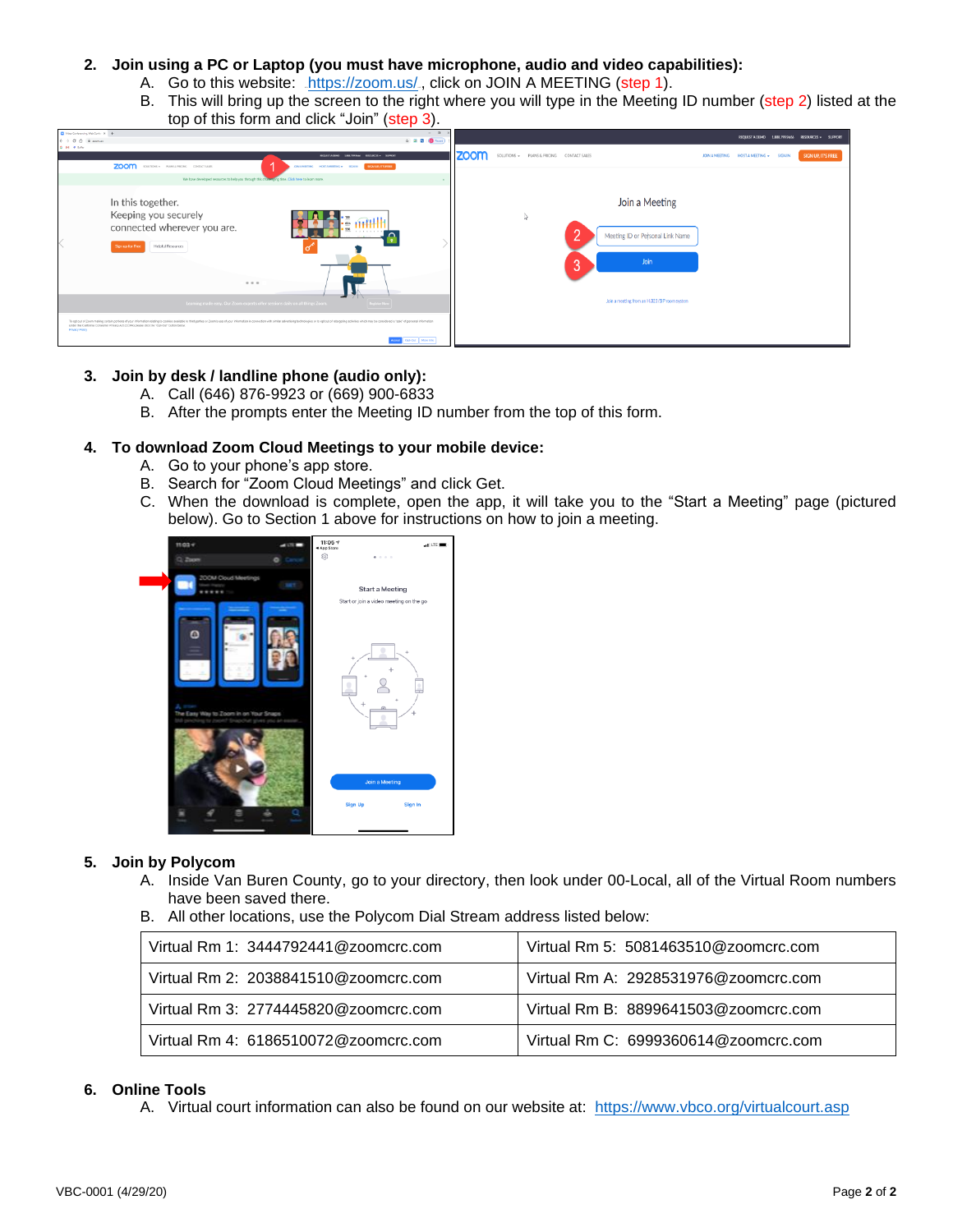2. **Join using a PC or Laptop (you must have microphone, audio and video capabilities):**
   A. Go to this website: https://zoom.us/, click on JOIN A MEETING (step 1).
   B. This will bring up the screen to the right where you will type in the Meeting ID number (step 2) listed at the top of this form and click "Join" (step 3).

3. **Join by desk / landline phone (audio only):**
   A. Call (646) 876-9923 or (669) 900-6833
   B. After the prompts enter the Meeting ID number from the top of this form.

4. **To download Zoom Cloud Meetings to your mobile device:**
   A. Go to your phone's app store.
   B. Search for "Zoom Cloud Meetings" and click Get.
   C. When the download is complete, open the app, it will take you to the "Start a Meeting" page (pictured below). Go to Section 1 above for instructions on how to join a meeting.

5. **Join by Polycom**
   A. Inside Van Buren County, go to your directory, then look under 00-Local, all of the Virtual Room numbers have been saved there.
   B. All other locations, use the Polycom Dial Stream address listed below:

| | |
|---|---|
| Virtual Rm 1: 3444792441@zoomcrc.com | Virtual Rm 5: 5081463510@zoomcrc.com |
| Virtual Rm 2: 2038841510@zoomcrc.com | Virtual Rm A: 2928531976@zoomcrc.com |
| Virtual Rm 3: 2774445820@zoomcrc.com | Virtual Rm B: 8899641503@zoomcrc.com |
| Virtual Rm 4: 6186510072@zoomcrc.com | Virtual Rm C: 6999360614@zoomcrc.com |

6. **Online Tools**
   A. Virtual court information can also be found on our website at: https://www.vbco.org/virtualcourt.asp

VBC-0001 (4/29/20)